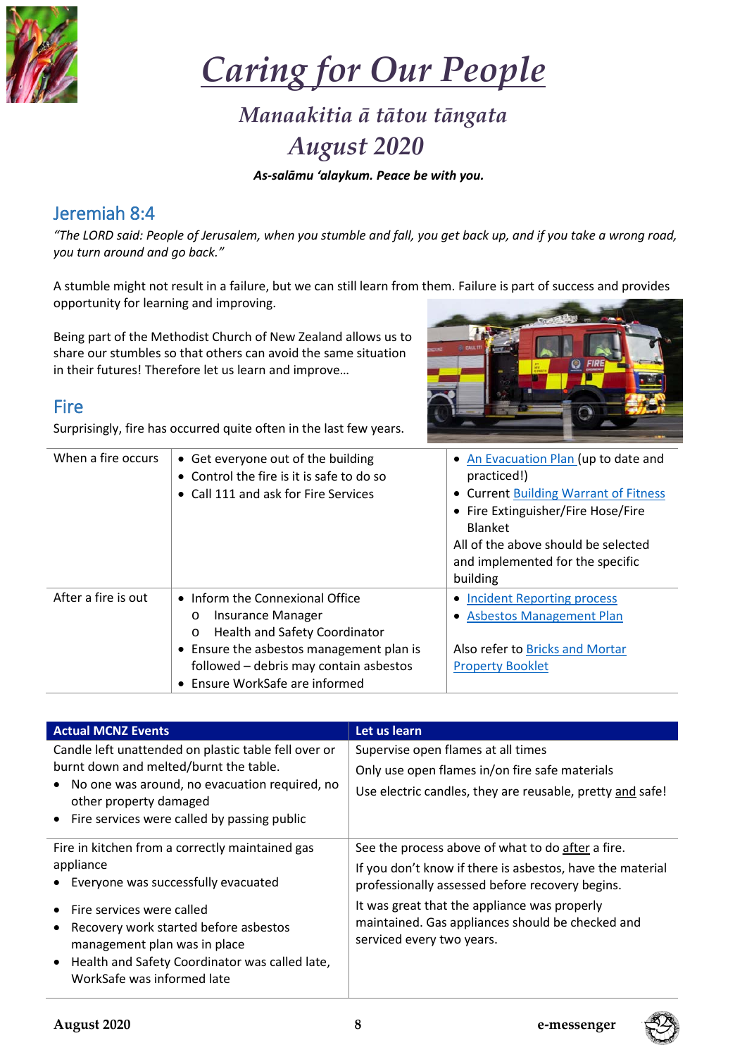# *Caring for Our People*

## *Manaakitia ā tātou tāngata*

## *August 2020*

***As-salāmu 'alaykum. Peace be with you.***

## Jeremiah 8:4

*"The LORD said: People of Jerusalem, when you stumble and fall, you get back up, and if you take a wrong road, you turn around and go back."*

A stumble might not result in a failure, but we can still learn from them. Failure is part of success and provides opportunity for learning and improving.

Being part of the Methodist Church of New Zealand allows us to share our stumbles so that others can avoid the same situation in their futures! Therefore let us learn and improve…

## Fire

Surprisingly, fire has occurred quite often in the last few years.

| | | |
|---|---|---|
| When a fire occurs | • Get everyone out of the building<br>• Control the fire is it is safe to do so<br>• Call 111 and ask for Fire Services | • An Evacuation Plan (up to date and practiced!)<br>• Current Building Warrant of Fitness<br>• Fire Extinguisher/Fire Hose/Fire Blanket<br>All of the above should be selected and implemented for the specific building |
| After a fire is out | • Inform the Connexional Office<br>  o Insurance Manager<br>  o Health and Safety Coordinator<br>• Ensure the asbestos management plan is followed – debris may contain asbestos<br>• Ensure WorkSafe are informed | • Incident Reporting process<br>• Asbestos Management Plan<br><br>Also refer to Bricks and Mortar Property Booklet |

| Actual MCNZ Events | Let us learn |
|---|---|
| Candle left unattended on plastic table fell over or burnt down and melted/burnt the table.<br>• No one was around, no evacuation required, no other property damaged<br>• Fire services were called by passing public | Supervise open flames at all times<br>Only use open flames in/on fire safe materials<br>Use electric candles, they are reusable, pretty and safe! |
| Fire in kitchen from a correctly maintained gas appliance<br>• Everyone was successfully evacuated<br>• Fire services were called<br>• Recovery work started before asbestos management plan was in place<br>• Health and Safety Coordinator was called late, WorkSafe was informed late | See the process above of what to do after a fire.<br>If you don't know if there is asbestos, have the material professionally assessed before recovery begins.<br>It was great that the appliance was properly maintained. Gas appliances should be checked and serviced every two years. |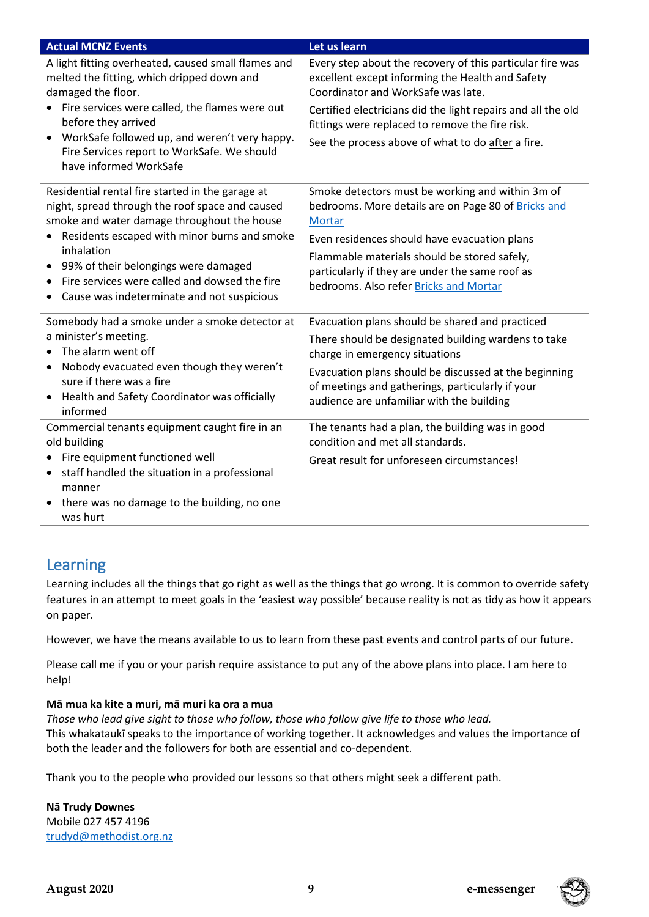| Actual MCNZ Events | Let us learn |
|---|---|
| A light fitting overheated, caused small flames and melted the fitting, which dripped down and damaged the floor.<br>• Fire services were called, the flames were out before they arrived<br>• WorkSafe followed up, and weren't very happy. Fire Services report to WorkSafe. We should have informed WorkSafe | Every step about the recovery of this particular fire was excellent except informing the Health and Safety Coordinator and WorkSafe was late.<br>Certified electricians did the light repairs and all the old fittings were replaced to remove the fire risk.<br>See the process above of what to do after a fire. |
| Residential rental fire started in the garage at night, spread through the roof space and caused smoke and water damage throughout the house<br>• Residents escaped with minor burns and smoke inhalation<br>• 99% of their belongings were damaged<br>• Fire services were called and dowsed the fire<br>• Cause was indeterminate and not suspicious | Smoke detectors must be working and within 3m of bedrooms. More details are on Page 80 of Bricks and Mortar<br>Even residences should have evacuation plans<br>Flammable materials should be stored safely, particularly if they are under the same roof as bedrooms. Also refer Bricks and Mortar |
| Somebody had a smoke under a smoke detector at a minister's meeting.<br>• The alarm went off<br>• Nobody evacuated even though they weren't sure if there was a fire<br>• Health and Safety Coordinator was officially informed | Evacuation plans should be shared and practiced<br>There should be designated building wardens to take charge in emergency situations<br>Evacuation plans should be discussed at the beginning of meetings and gatherings, particularly if your audience are unfamiliar with the building |
| Commercial tenants equipment caught fire in an old building<br>• Fire equipment functioned well<br>• staff handled the situation in a professional manner<br>• there was no damage to the building, no one was hurt | The tenants had a plan, the building was in good condition and met all standards.<br>Great result for unforeseen circumstances! |

## Learning

Learning includes all the things that go right as well as the things that go wrong. It is common to override safety features in an attempt to meet goals in the 'easiest way possible' because reality is not as tidy as how it appears on paper.

However, we have the means available to us to learn from these past events and control parts of our future.

Please call me if you or your parish require assistance to put any of the above plans into place. I am here to help!

**Mā mua ka kite a muri, mā muri ka ora a mua**
*Those who lead give sight to those who follow, those who follow give life to those who lead.*
This whakataukī speaks to the importance of working together. It acknowledges and values the importance of both the leader and the followers for both are essential and co-dependent.

Thank you to the people who provided our lessons so that others might seek a different path.

**Nā Trudy Downes**
Mobile 027 457 4196
trudyd@methodist.org.nz